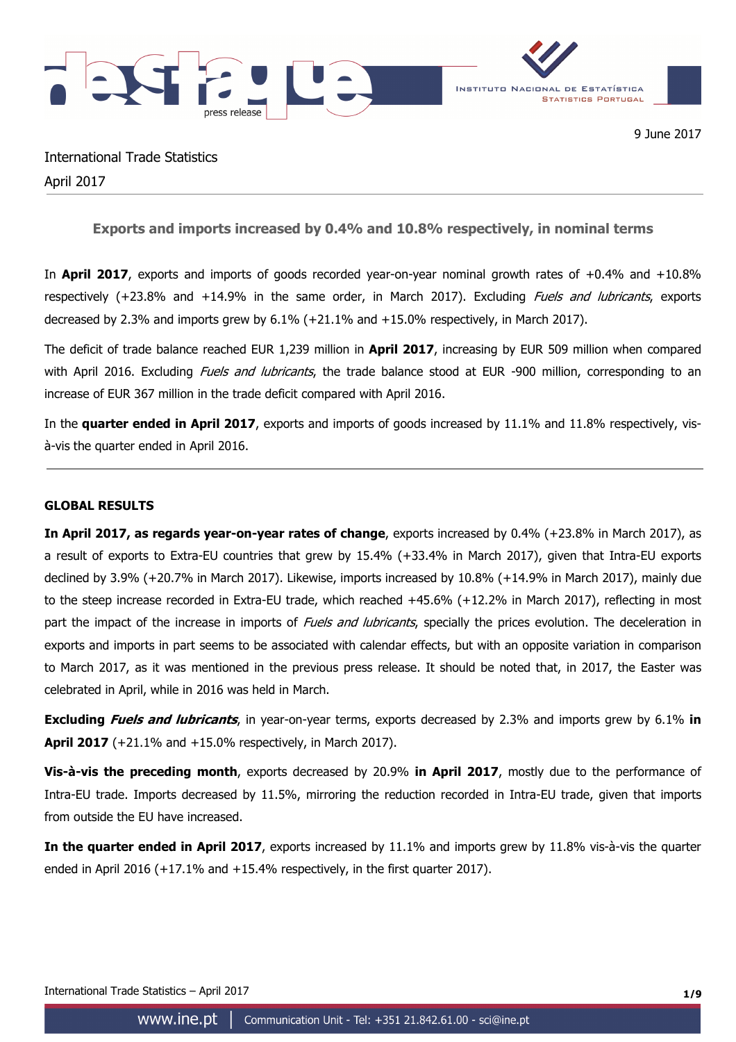9 June 2017

International Trade Statistics
April 2017

## Exports and imports increased by 0.4% and 10.8% respectively, in nominal terms

In **April 2017**, exports and imports of goods recorded year-on-year nominal growth rates of +0.4% and +10.8% respectively (+23.8% and +14.9% in the same order, in March 2017). Excluding *Fuels and lubricants*, exports decreased by 2.3% and imports grew by 6.1% (+21.1% and +15.0% respectively, in March 2017).

The deficit of trade balance reached EUR 1,239 million in **April 2017**, increasing by EUR 509 million when compared with April 2016. Excluding *Fuels and lubricants*, the trade balance stood at EUR -900 million, corresponding to an increase of EUR 367 million in the trade deficit compared with April 2016.

In the **quarter ended in April 2017**, exports and imports of goods increased by 11.1% and 11.8% respectively, vis-à-vis the quarter ended in April 2016.

---

### GLOBAL RESULTS

**In April 2017, as regards year-on-year rates of change**, exports increased by 0.4% (+23.8% in March 2017), as a result of exports to Extra-EU countries that grew by 15.4% (+33.4% in March 2017), given that Intra-EU exports declined by 3.9% (+20.7% in March 2017). Likewise, imports increased by 10.8% (+14.9% in March 2017), mainly due to the steep increase recorded in Extra-EU trade, which reached +45.6% (+12.2% in March 2017), reflecting in most part the impact of the increase in imports of *Fuels and lubricants*, specially the prices evolution. The deceleration in exports and imports in part seems to be associated with calendar effects, but with an opposite variation in comparison to March 2017, as it was mentioned in the previous press release. It should be noted that, in 2017, the Easter was celebrated in April, while in 2016 was held in March.

**Excluding *Fuels and lubricants***, in year-on-year terms, exports decreased by 2.3% and imports grew by 6.1% **in April 2017** (+21.1% and +15.0% respectively, in March 2017).

**Vis-à-vis the preceding month**, exports decreased by 20.9% **in April 2017**, mostly due to the performance of Intra-EU trade. Imports decreased by 11.5%, mirroring the reduction recorded in Intra-EU trade, given that imports from outside the EU have increased.

**In the quarter ended in April 2017**, exports increased by 11.1% and imports grew by 11.8% vis-à-vis the quarter ended in April 2016 (+17.1% and +15.4% respectively, in the first quarter 2017).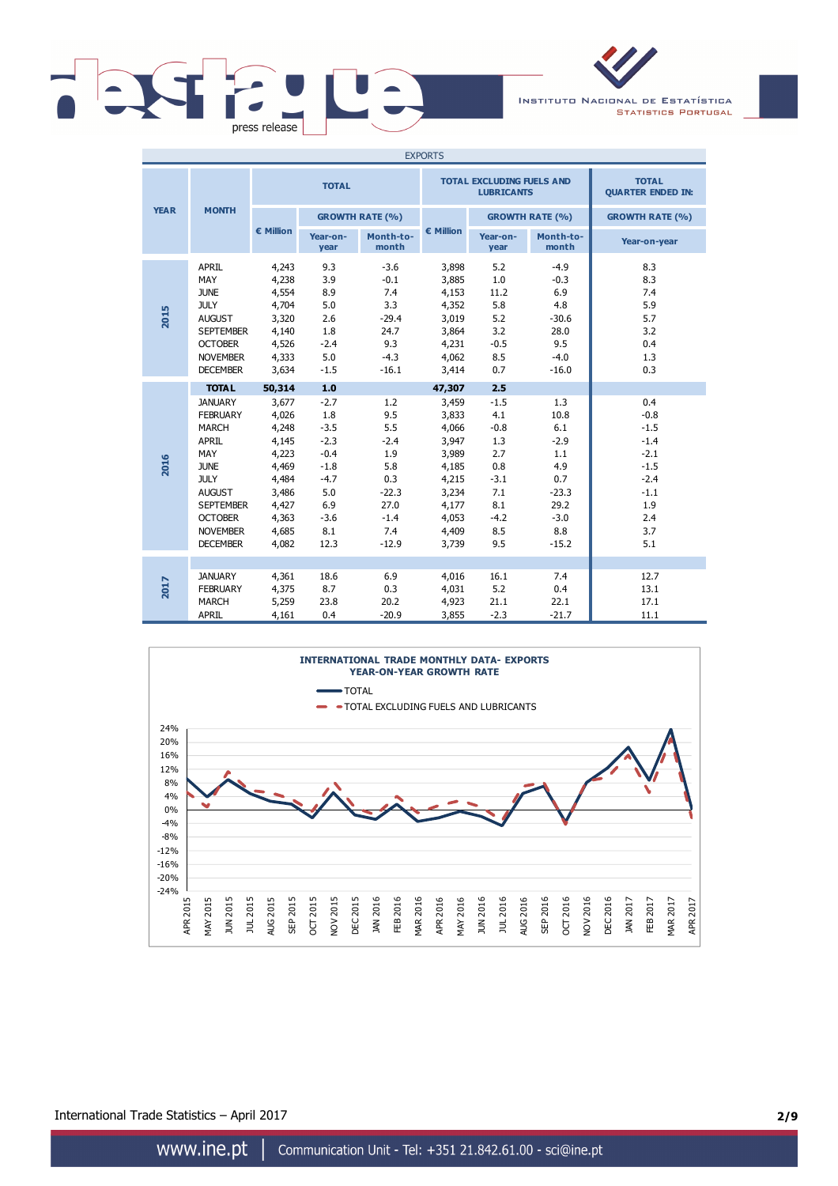| EXPORTS | | | | | | | | |
|---|---|---|---|---|---|---|---|---|
| YEAR | MONTH | TOTAL | | | TOTAL EXCLUDING FUELS AND LUBRICANTS | | | TOTAL QUARTER ENDED IN: |
| | | € Million | GROWTH RATE (%) | | € Million | GROWTH RATE (%) | | GROWTH RATE (%) |
| | | | Year-on-year | Month-to-month | | Year-on-year | Month-to-month | Year-on-year |
| 2015 | APRIL | 4,243 | 9.3 | -3.6 | 3,898 | 5.2 | -4.9 | 8.3 |
| | MAY | 4,238 | 3.9 | -0.1 | 3,885 | 1.0 | -0.3 | 8.3 |
| | JUNE | 4,554 | 8.9 | 7.4 | 4,153 | 11.2 | 6.9 | 7.4 |
| | JULY | 4,704 | 5.0 | 3.3 | 4,352 | 5.8 | 4.8 | 5.9 |
| | AUGUST | 3,320 | 2.6 | -29.4 | 3,019 | 5.2 | -30.6 | 5.7 |
| | SEPTEMBER | 4,140 | 1.8 | 24.7 | 3,864 | 3.2 | 28.0 | 3.2 |
| | OCTOBER | 4,526 | -2.4 | 9.3 | 4,231 | -0.5 | 9.5 | 0.4 |
| | NOVEMBER | 4,333 | 5.0 | -4.3 | 4,062 | 8.5 | -4.0 | 1.3 |
| | DECEMBER | 3,634 | -1.5 | -16.1 | 3,414 | 0.7 | -16.0 | 0.3 |
| 2016 | **TOTAL** | **50,314** | **1.0** | | **47,307** | **2.5** | | |
| | JANUARY | 3,677 | -2.7 | 1.2 | 3,459 | -1.5 | 1.3 | 0.4 |
| | FEBRUARY | 4,026 | 1.8 | 9.5 | 3,833 | 4.1 | 10.8 | -0.8 |
| | MARCH | 4,248 | -3.5 | 5.5 | 4,066 | -0.8 | 6.1 | -1.5 |
| | APRIL | 4,145 | -2.3 | -2.4 | 3,947 | 1.3 | -2.9 | -1.4 |
| | MAY | 4,223 | -0.4 | 1.9 | 3,989 | 2.7 | 1.1 | -2.1 |
| | JUNE | 4,469 | -1.8 | 5.8 | 4,185 | 0.8 | 4.9 | -1.5 |
| | JULY | 4,484 | -4.7 | 0.3 | 4,215 | -3.1 | 0.7 | -2.4 |
| | AUGUST | 3,486 | 5.0 | -22.3 | 3,234 | 7.1 | -23.3 | -1.1 |
| | SEPTEMBER | 4,427 | 6.9 | 27.0 | 4,177 | 8.1 | 29.2 | 1.9 |
| | OCTOBER | 4,363 | -3.6 | -1.4 | 4,053 | -4.2 | -3.0 | 2.4 |
| | NOVEMBER | 4,685 | 8.1 | 7.4 | 4,409 | 8.5 | 8.8 | 3.7 |
| | DECEMBER | 4,082 | 12.3 | -12.9 | 3,739 | 9.5 | -15.2 | 5.1 |
| 2017 | JANUARY | 4,361 | 18.6 | 6.9 | 4,016 | 16.1 | 7.4 | 12.7 |
| | FEBRUARY | 4,375 | 8.7 | 0.3 | 4,031 | 5.2 | 0.4 | 13.1 |
| | MARCH | 5,259 | 23.8 | 20.2 | 4,923 | 21.1 | 22.1 | 17.1 |
| | APRIL | 4,161 | 0.4 | -20.9 | 3,855 | -2.3 | -21.7 | 11.1 |

**INTERNATIONAL TRADE MONTHLY DATA- EXPORTS**
**YEAR-ON-YEAR GROWTH RATE**

- TOTAL
- TOTAL EXCLUDING FUELS AND LUBRICANTS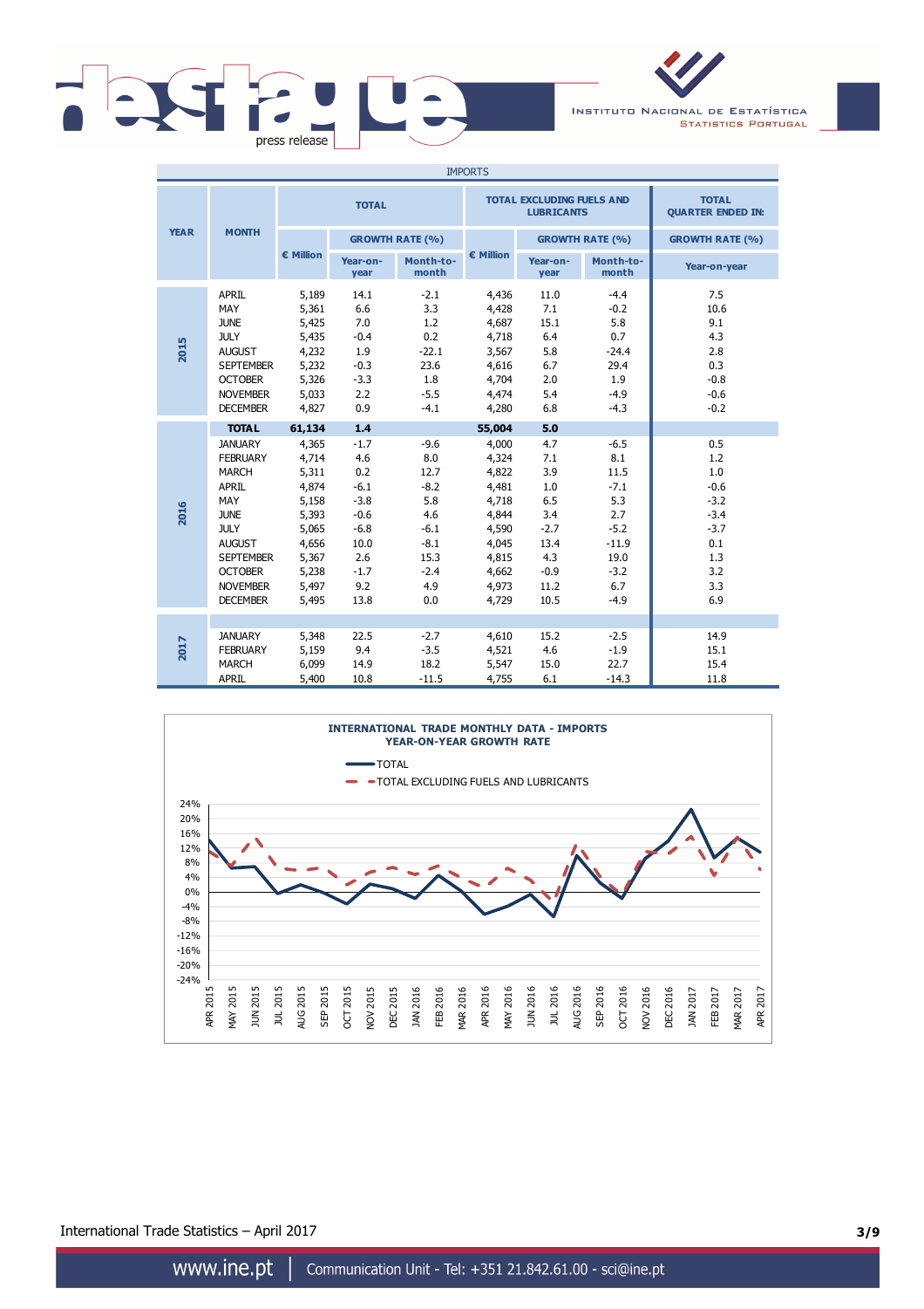## IMPORTS

| YEAR | MONTH | TOTAL | | | TOTAL EXCLUDING FUELS AND LUBRICANTS | | | TOTAL QUARTER ENDED IN: |
|---|---|---|---|---|---|---|---|---|
| | | € Million | GROWTH RATE (%) | | € Million | GROWTH RATE (%) | | GROWTH RATE (%) |
| | | | Year-on-year | Month-to-month | | Year-on-year | Month-to-month | Year-on-year |
| 2015 | APRIL | 5,189 | 14.1 | -2.1 | 4,436 | 11.0 | -4.4 | 7.5 |
| | MAY | 5,361 | 6.6 | 3.3 | 4,428 | 7.1 | -0.2 | 10.6 |
| | JUNE | 5,425 | 7.0 | 1.2 | 4,687 | 15.1 | 5.8 | 9.1 |
| | JULY | 5,435 | -0.4 | 0.2 | 4,718 | 6.4 | 0.7 | 4.3 |
| | AUGUST | 4,232 | 1.9 | -22.1 | 3,567 | 5.8 | -24.4 | 2.8 |
| | SEPTEMBER | 5,232 | -0.3 | 23.6 | 4,616 | 6.7 | 29.4 | 0.3 |
| | OCTOBER | 5,326 | -3.3 | 1.8 | 4,704 | 2.0 | 1.9 | -0.8 |
| | NOVEMBER | 5,033 | 2.2 | -5.5 | 4,474 | 5.4 | -4.9 | -0.6 |
| | DECEMBER | 4,827 | 0.9 | -4.1 | 4,280 | 6.8 | -4.3 | -0.2 |
| | **TOTAL** | **61,134** | **1.4** | | **55,004** | **5.0** | | |
| 2016 | JANUARY | 4,365 | -1.7 | -9.6 | 4,000 | 4.7 | -6.5 | 0.5 |
| | FEBRUARY | 4,714 | 4.6 | 8.0 | 4,324 | 7.1 | 8.1 | 1.2 |
| | MARCH | 5,311 | 0.2 | 12.7 | 4,822 | 3.9 | 11.5 | 1.0 |
| | APRIL | 4,874 | -6.1 | -8.2 | 4,481 | 1.0 | -7.1 | -0.6 |
| | MAY | 5,158 | -3.8 | 5.8 | 4,718 | 6.5 | 5.3 | -3.2 |
| | JUNE | 5,393 | -0.6 | 4.6 | 4,844 | 3.4 | 2.7 | -3.4 |
| | JULY | 5,065 | -6.8 | -6.1 | 4,590 | -2.7 | -5.2 | -3.7 |
| | AUGUST | 4,656 | 10.0 | -8.1 | 4,045 | 13.4 | -11.9 | 0.1 |
| | SEPTEMBER | 5,367 | 2.6 | 15.3 | 4,815 | 4.3 | 19.0 | 1.3 |
| | OCTOBER | 5,238 | -1.7 | -2.4 | 4,662 | -0.9 | -3.2 | 3.2 |
| | NOVEMBER | 5,497 | 9.2 | 4.9 | 4,973 | 11.2 | 6.7 | 3.3 |
| | DECEMBER | 5,495 | 13.8 | 0.0 | 4,729 | 10.5 | -4.9 | 6.9 |
| 2017 | JANUARY | 5,348 | 22.5 | -2.7 | 4,610 | 15.2 | -2.5 | 14.9 |
| | FEBRUARY | 5,159 | 9.4 | -3.5 | 4,521 | 4.6 | -1.9 | 15.1 |
| | MARCH | 6,099 | 14.9 | 18.2 | 5,547 | 15.0 | 22.7 | 15.4 |
| | APRIL | 5,400 | 10.8 | -11.5 | 4,755 | 6.1 | -14.3 | 11.8 |

**INTERNATIONAL TRADE MONTHLY DATA - IMPORTS**
**YEAR-ON-YEAR GROWTH RATE**

— TOTAL
- - TOTAL EXCLUDING FUELS AND LUBRICANTS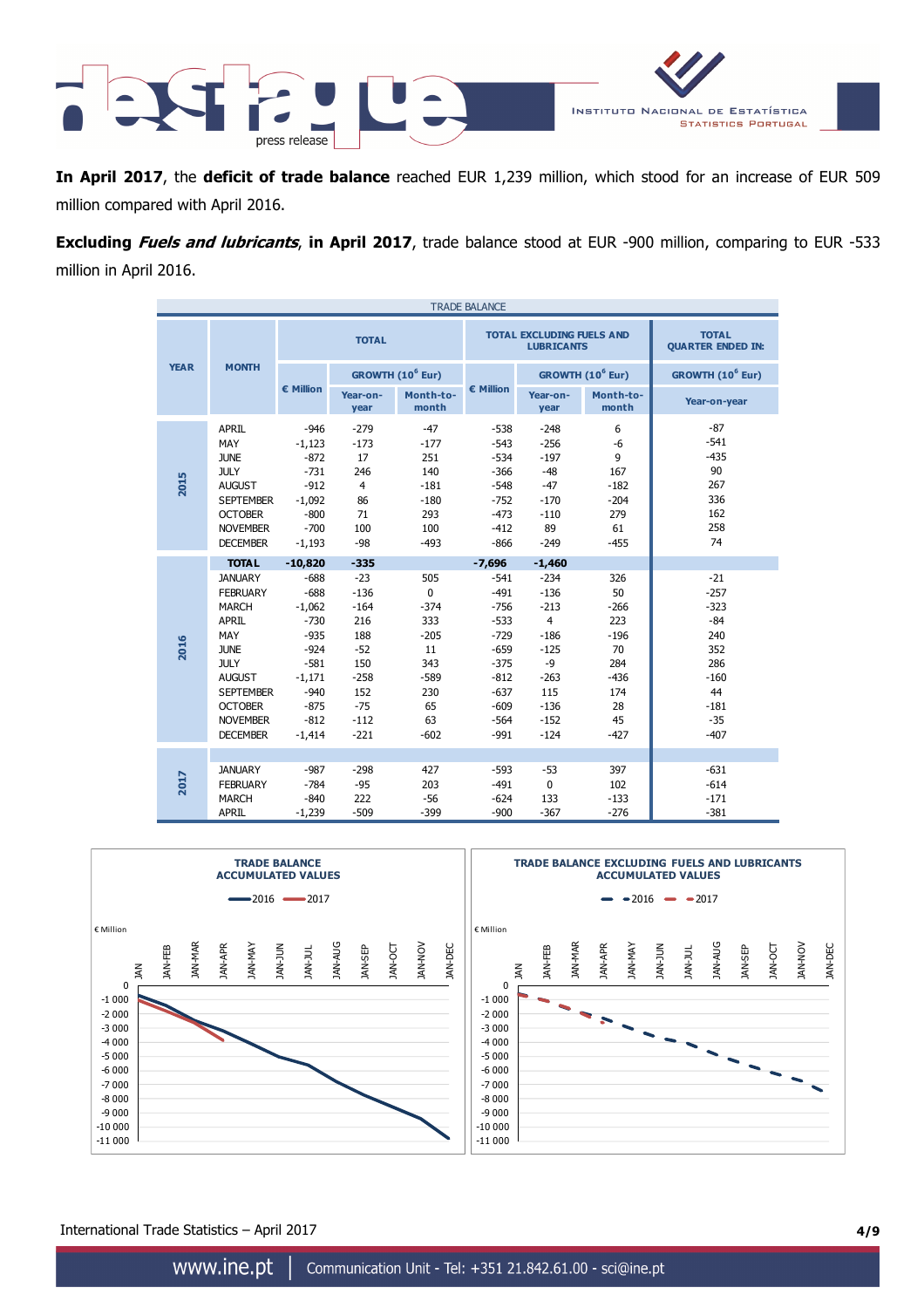**In April 2017**, the **deficit of trade balance** reached EUR 1,239 million, which stood for an increase of EUR 509 million compared with April 2016.

**Excluding *Fuels and lubricants*, in April 2017**, trade balance stood at EUR -900 million, comparing to EUR -533 million in April 2016.

TRADE BALANCE

| YEAR | MONTH | TOTAL | | | TOTAL EXCLUDING FUELS AND LUBRICANTS | | | TOTAL QUARTER ENDED IN: |
|---|---|---|---|---|---|---|---|---|
| | | € Million | GROWTH ($10^6$ Eur) | | € Million | GROWTH ($10^6$ Eur) | | GROWTH ($10^6$ Eur) |
| | | | Year-on-year | Month-to-month | | Year-on-year | Month-to-month | Year-on-year |
| 2015 | APRIL | -946 | -279 | -47 | -538 | -248 | 6 | -87 |
| | MAY | -1,123 | -173 | -177 | -543 | -256 | -6 | -541 |
| | JUNE | -872 | 17 | 251 | -534 | -197 | 9 | -435 |
| | JULY | -731 | 246 | 140 | -366 | -48 | 167 | 90 |
| | AUGUST | -912 | 4 | -181 | -548 | -47 | -182 | 267 |
| | SEPTEMBER | -1,092 | 86 | -180 | -752 | -170 | -204 | 336 |
| | OCTOBER | -800 | 71 | 293 | -473 | -110 | 279 | 162 |
| | NOVEMBER | -700 | 100 | 100 | -412 | 89 | 61 | 258 |
| | DECEMBER | -1,193 | -98 | -493 | -866 | -249 | -455 | 74 |
| 2016 | **TOTAL** | **-10,820** | **-335** | | **-7,696** | **-1,460** | | |
| | JANUARY | -688 | -23 | 505 | -541 | -234 | 326 | -21 |
| | FEBRUARY | -688 | -136 | 0 | -491 | -136 | 50 | -257 |
| | MARCH | -1,062 | -164 | -374 | -756 | -213 | -266 | -323 |
| | APRIL | -730 | 216 | 333 | -533 | 4 | 223 | -84 |
| | MAY | -935 | 188 | -205 | -729 | -186 | -196 | 240 |
| | JUNE | -924 | -52 | 11 | -659 | -125 | 70 | 352 |
| | JULY | -581 | 150 | 343 | -375 | -9 | 284 | 286 |
| | AUGUST | -1,171 | -258 | -589 | -812 | -263 | -436 | -160 |
| | SEPTEMBER | -940 | 230 | 230 | -637 | 115 | 174 | 44 |
| | OCTOBER | -875 | -75 | 65 | -609 | -136 | 28 | -181 |
| | NOVEMBER | -812 | -112 | 63 | -564 | -152 | 45 | -35 |
| | DECEMBER | -1,414 | -221 | -602 | -991 | -124 | -427 | -407 |
| 2017 | JANUARY | -987 | -298 | 427 | -593 | -53 | 397 | -631 |
| | FEBRUARY | -784 | -95 | 203 | -491 | 0 | 102 | -614 |
| | MARCH | -840 | 222 | -56 | -624 | 133 | -133 | -171 |
| | APRIL | -1,239 | -509 | -399 | -900 | -367 | -276 | -381 |

TRADE BALANCE ACCUMULATED VALUES

TRADE BALANCE EXCLUDING FUELS AND LUBRICANTS ACCUMULATED VALUES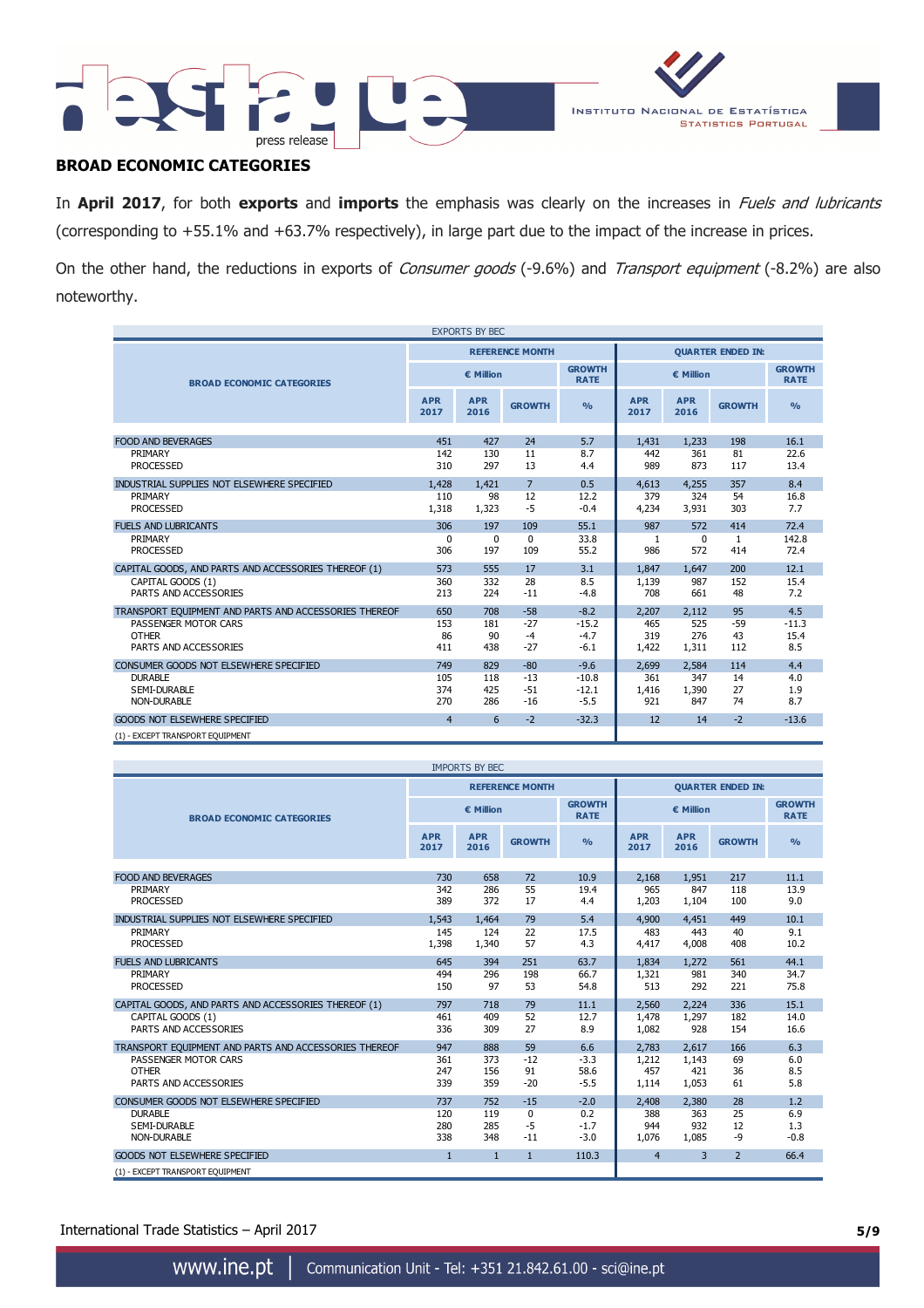## BROAD ECONOMIC CATEGORIES

In **April 2017**, for both **exports** and **imports** the emphasis was clearly on the increases in *Fuels and lubricants* (corresponding to +55.1% and +63.7% respectively), in large part due to the impact of the increase in prices.

On the other hand, the reductions in exports of *Consumer goods* (-9.6%) and *Transport equipment* (-8.2%) are also noteworthy.

EXPORTS BY BEC

| BROAD ECONOMIC CATEGORIES | REFERENCE MONTH | | | | QUARTER ENDED IN: | | | |
|---|---|---|---|---|---|---|---|---|
| | € Million | | | GROWTH RATE | € Million | | | GROWTH RATE |
| | APR 2017 | APR 2016 | GROWTH | % | APR 2017 | APR 2016 | GROWTH | % |
| FOOD AND BEVERAGES | 451 | 427 | 24 | 5.7 | 1,431 | 1,233 | 198 | 16.1 |
| PRIMARY | 142 | 130 | 11 | 8.7 | 442 | 361 | 81 | 22.6 |
| PROCESSED | 310 | 297 | 13 | 4.4 | 989 | 873 | 117 | 13.4 |
| INDUSTRIAL SUPPLIES NOT ELSEWHERE SPECIFIED | 1,428 | 1,421 | 7 | 0.5 | 4,613 | 4,255 | 357 | 8.4 |
| PRIMARY | 110 | 98 | 12 | 12.2 | 379 | 324 | 54 | 16.8 |
| PROCESSED | 1,318 | 1,323 | -5 | -0.4 | 4,234 | 3,931 | 303 | 7.7 |
| FUELS AND LUBRICANTS | 306 | 197 | 109 | 55.1 | 987 | 572 | 414 | 72.4 |
| PRIMARY | 0 | 0 | 0 | 33.8 | 1 | 0 | 1 | 142.8 |
| PROCESSED | 306 | 197 | 109 | 55.2 | 986 | 572 | 414 | 72.4 |
| CAPITAL GOODS, AND PARTS AND ACCESSORIES THEREOF (1) | 573 | 555 | 17 | 3.1 | 1,847 | 1,647 | 200 | 12.1 |
| CAPITAL GOODS (1) | 360 | 332 | 28 | 8.5 | 1,139 | 987 | 152 | 15.4 |
| PARTS AND ACCESSORIES | 213 | 224 | -11 | -4.8 | 708 | 661 | 48 | 7.2 |
| TRANSPORT EQUIPMENT AND PARTS AND ACCESSORIES THEREOF | 650 | 708 | -58 | -8.2 | 2,207 | 2,112 | 95 | 4.5 |
| PASSENGER MOTOR CARS | 153 | 181 | -27 | -15.2 | 465 | 525 | -59 | -11.3 |
| OTHER | 86 | 90 | -4 | -4.7 | 319 | 276 | 43 | 15.4 |
| PARTS AND ACCESSORIES | 411 | 438 | -27 | -6.1 | 1,422 | 1,311 | 112 | 8.5 |
| CONSUMER GOODS NOT ELSEWHERE SPECIFIED | 749 | 829 | -80 | -9.6 | 2,699 | 2,584 | 114 | 4.4 |
| DURABLE | 105 | 118 | -13 | -10.8 | 361 | 347 | 14 | 4.0 |
| SEMI-DURABLE | 374 | 425 | -51 | -12.1 | 1,416 | 1,390 | 27 | 1.9 |
| NON-DURABLE | 270 | 286 | -16 | -5.5 | 921 | 847 | 74 | 8.7 |
| GOODS NOT ELSEWHERE SPECIFIED | 4 | 6 | -2 | -32.3 | 12 | 14 | -2 | -13.6 |

(1) - EXCEPT TRANSPORT EQUIPMENT

IMPORTS BY BEC

| BROAD ECONOMIC CATEGORIES | REFERENCE MONTH | | | | QUARTER ENDED IN: | | | |
|---|---|---|---|---|---|---|---|---|
| | € Million | | | GROWTH RATE | € Million | | | GROWTH RATE |
| | APR 2017 | APR 2016 | GROWTH | % | APR 2017 | APR 2016 | GROWTH | % |
| FOOD AND BEVERAGES | 730 | 658 | 72 | 10.9 | 2,168 | 1,951 | 217 | 11.1 |
| PRIMARY | 342 | 286 | 55 | 19.4 | 965 | 847 | 118 | 13.9 |
| PROCESSED | 389 | 372 | 17 | 4.4 | 1,203 | 1,104 | 100 | 9.0 |
| INDUSTRIAL SUPPLIES NOT ELSEWHERE SPECIFIED | 1,543 | 1,464 | 79 | 5.4 | 4,900 | 4,451 | 449 | 10.1 |
| PRIMARY | 145 | 124 | 22 | 17.5 | 483 | 443 | 40 | 9.1 |
| PROCESSED | 1,398 | 1,340 | 57 | 4.3 | 4,417 | 4,008 | 408 | 10.2 |
| FUELS AND LUBRICANTS | 645 | 394 | 251 | 63.7 | 1,834 | 1,272 | 561 | 44.1 |
| PRIMARY | 494 | 296 | 198 | 66.7 | 1,321 | 981 | 340 | 34.7 |
| PROCESSED | 150 | 97 | 53 | 54.8 | 513 | 292 | 221 | 75.8 |
| CAPITAL GOODS, AND PARTS AND ACCESSORIES THEREOF (1) | 797 | 718 | 79 | 11.1 | 2,560 | 2,224 | 336 | 15.1 |
| CAPITAL GOODS (1) | 461 | 409 | 52 | 12.7 | 1,478 | 1,297 | 182 | 14.0 |
| PARTS AND ACCESSORIES | 336 | 309 | 27 | 8.9 | 1,082 | 928 | 154 | 16.6 |
| TRANSPORT EQUIPMENT AND PARTS AND ACCESSORIES THEREOF | 947 | 888 | 59 | 6.6 | 2,783 | 2,617 | 166 | 6.3 |
| PASSENGER MOTOR CARS | 361 | 373 | -12 | -3.3 | 1,212 | 1,143 | 69 | 6.0 |
| OTHER | 247 | 156 | 91 | 58.6 | 457 | 421 | 36 | 8.5 |
| PARTS AND ACCESSORIES | 339 | 359 | -20 | -5.5 | 1,114 | 1,053 | 61 | 5.8 |
| CONSUMER GOODS NOT ELSEWHERE SPECIFIED | 737 | 752 | -15 | -2.0 | 2,408 | 2,380 | 28 | 1.2 |
| DURABLE | 120 | 119 | 0 | 0.2 | 388 | 363 | 25 | 6.9 |
| SEMI-DURABLE | 280 | 285 | -5 | -1.7 | 944 | 932 | 12 | 1.3 |
| NON-DURABLE | 338 | 348 | -11 | -3.0 | 1,076 | 1,085 | -9 | -0.8 |
| GOODS NOT ELSEWHERE SPECIFIED | 1 | 1 | 1 | 110.3 | 4 | 3 | 2 | 66.4 |

(1) - EXCEPT TRANSPORT EQUIPMENT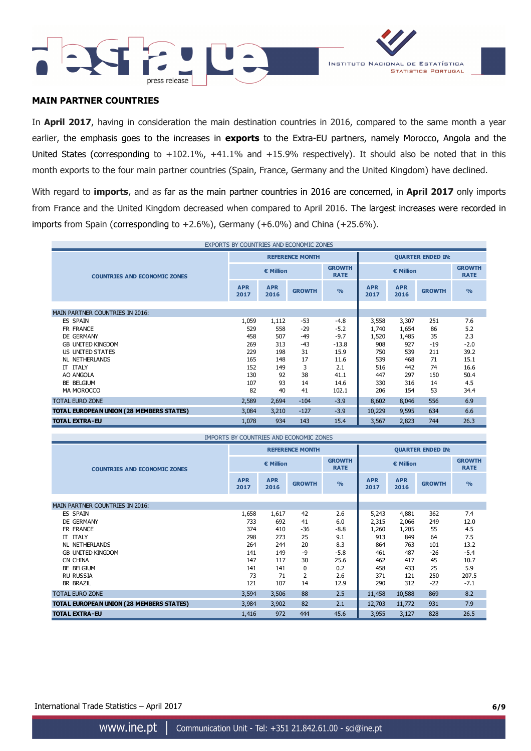## MAIN PARTNER COUNTRIES

In **April 2017**, having in consideration the main destination countries in 2016, compared to the same month a year earlier, the emphasis goes to the increases in **exports** to the Extra-EU partners, namely Morocco, Angola and the United States (corresponding to +102.1%, +41.1% and +15.9% respectively). It should also be noted that in this month exports to the four main partner countries (Spain, France, Germany and the United Kingdom) have declined.

With regard to **imports**, and as far as the main partner countries in 2016 are concerned, in **April 2017** only imports from France and the United Kingdom decreased when compared to April 2016. The largest increases were recorded in imports from Spain (corresponding to +2.6%), Germany (+6.0%) and China (+25.6%).

EXPORTS BY COUNTRIES AND ECONOMIC ZONES

| COUNTRIES AND ECONOMIC ZONES | REFERENCE MONTH | | | | QUARTER ENDED IN: | | | |
|---|---|---|---|---|---|---|---|---|
| | € Million | | | GROWTH RATE | € Million | | | GROWTH RATE |
| | APR 2017 | APR 2016 | GROWTH | % | APR 2017 | APR 2016 | GROWTH | % |
| MAIN PARTNER COUNTRIES IN 2016: | | | | | | | | |
| ES SPAIN | 1,059 | 1,112 | -53 | -4.8 | 3,558 | 3,307 | 251 | 7.6 |
| FR FRANCE | 529 | 558 | -29 | -5.2 | 1,740 | 1,654 | 86 | 5.2 |
| DE GERMANY | 458 | 507 | -49 | -9.7 | 1,520 | 1,485 | 35 | 2.3 |
| GB UNITED KINGDOM | 269 | 313 | -43 | -13.8 | 908 | 927 | -19 | -2.0 |
| US UNITED STATES | 229 | 198 | 31 | 15.9 | 750 | 539 | 211 | 39.2 |
| NL NETHERLANDS | 165 | 148 | 17 | 11.6 | 539 | 468 | 71 | 15.1 |
| IT ITALY | 152 | 149 | 3 | 2.1 | 516 | 442 | 74 | 16.6 |
| AO ANGOLA | 130 | 92 | 38 | 41.1 | 447 | 297 | 150 | 50.4 |
| BE BELGIUM | 107 | 93 | 14 | 14.6 | 330 | 316 | 14 | 4.5 |
| MA MOROCCO | 82 | 40 | 41 | 102.1 | 206 | 154 | 53 | 34.4 |
| TOTAL EURO ZONE | 2,589 | 2,694 | -104 | -3.9 | 8,602 | 8,046 | 556 | 6.9 |
| **TOTAL EUROPEAN UNION (28 MEMBERS STATES)** | 3,084 | 3,210 | -127 | -3.9 | 10,229 | 9,595 | 634 | 6.6 |
| **TOTAL EXTRA-EU** | 1,078 | 934 | 143 | 15.4 | 3,567 | 2,823 | 744 | 26.3 |

IMPORTS BY COUNTRIES AND ECONOMIC ZONES

| COUNTRIES AND ECONOMIC ZONES | REFERENCE MONTH | | | | QUARTER ENDED IN: | | | |
|---|---|---|---|---|---|---|---|---|
| | € Million | | | GROWTH RATE | € Million | | | GROWTH RATE |
| | APR 2017 | APR 2016 | GROWTH | % | APR 2017 | APR 2016 | GROWTH | % |
| MAIN PARTNER COUNTRIES IN 2016: | | | | | | | | |
| ES SPAIN | 1,658 | 1,617 | 42 | 2.6 | 5,243 | 4,881 | 362 | 7.4 |
| DE GERMANY | 733 | 692 | 41 | 6.0 | 2,315 | 2,066 | 249 | 12.0 |
| FR FRANCE | 374 | 410 | -36 | -8.8 | 1,260 | 1,205 | 55 | 4.5 |
| IT ITALY | 298 | 273 | 25 | 9.1 | 913 | 849 | 64 | 7.5 |
| NL NETHERLANDS | 264 | 244 | 20 | 8.3 | 864 | 763 | 101 | 13.2 |
| GB UNITED KINGDOM | 141 | 149 | -9 | -5.8 | 461 | 487 | -26 | -5.4 |
| CN CHINA | 147 | 117 | 30 | 25.6 | 462 | 417 | 45 | 10.7 |
| BE BELGIUM | 141 | 141 | 0 | 0.2 | 458 | 433 | 25 | 5.9 |
| RU RUSSIA | 73 | 71 | 2 | 2.6 | 371 | 121 | 250 | 207.5 |
| BR BRAZIL | 121 | 107 | 14 | 12.9 | 290 | 312 | -22 | -7.1 |
| TOTAL EURO ZONE | 3,594 | 3,506 | 88 | 2.5 | 11,458 | 10,588 | 869 | 8.2 |
| **TOTAL EUROPEAN UNION (28 MEMBERS STATES)** | 3,984 | 3,902 | 82 | 2.1 | 12,703 | 11,772 | 931 | 7.9 |
| **TOTAL EXTRA-EU** | 1,416 | 972 | 444 | 45.6 | 3,955 | 3,127 | 828 | 26.5 |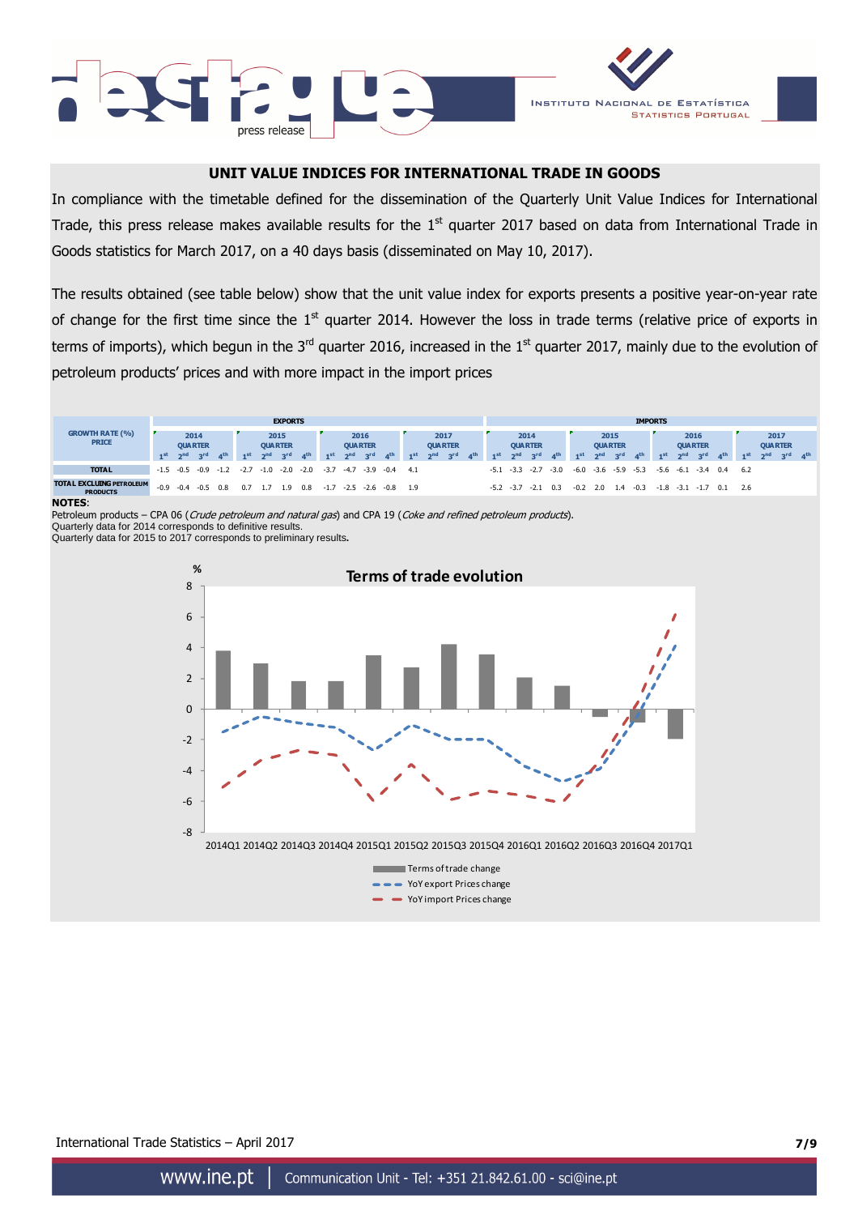## UNIT VALUE INDICES FOR INTERNATIONAL TRADE IN GOODS

In compliance with the timetable defined for the dissemination of the Quarterly Unit Value Indices for International Trade, this press release makes available results for the 1st quarter 2017 based on data from International Trade in Goods statistics for March 2017, on a 40 days basis (disseminated on May 10, 2017).

The results obtained (see table below) show that the unit value index for exports presents a positive year-on-year rate of change for the first time since the 1st quarter 2014. However the loss in trade terms (relative price of exports in terms of imports), which begun in the 3rd quarter 2016, increased in the 1st quarter 2017, mainly due to the evolution of petroleum products' prices and with more impact in the import prices

| GROWTH RATE (%) PRICE | EXPORTS | | | | | | | | | | | | | | | | IMPORTS | | | | | | | | | | | | | | | |
|---|---|---|---|---|---|---|---|---|---|---|---|---|---|---|---|---|---|---|---|---|---|---|---|---|---|---|---|---|---|---|---|---|
| | 2014 QUARTER | | | | 2015 QUARTER | | | | 2016 QUARTER | | | | 2017 QUARTER | | | | 2014 QUARTER | | | | 2015 QUARTER | | | | 2016 QUARTER | | | | 2017 QUARTER | | | |
| | 1st | 2nd | 3rd | 4th | 1st | 2nd | 3rd | 4th | 1st | 2nd | 3rd | 4th | 1st | 2nd | 3rd | 4th | 1st | 2nd | 3rd | 4th | 1st | 2nd | 3rd | 4th | 1st | 2nd | 3rd | 4th | 1st | 2nd | 3rd | 4th |
| **TOTAL** | -1.5 | -0.5 | -0.9 | -1.2 | -2.7 | -1.0 | -2.0 | -2.0 | -3.7 | -4.7 | -3.9 | -0.4 | 4.1 | | | | -5.1 | -3.3 | -2.7 | -3.0 | -6.0 | -3.6 | -5.9 | -5.3 | -5.6 | -6.1 | -3.4 | 0.4 | 6.2 | | | |
| **TOTAL EXCLUDING PETROLEUM PRODUCTS** | -0.9 | -0.4 | -0.5 | 0.8 | 0.7 | 1.7 | 1.9 | 0.8 | -1.7 | -2.5 | -2.6 | -0.8 | 1.9 | | | | -5.2 | -3.7 | -2.1 | 0.3 | -0.2 | 2.0 | 1.4 | -0.3 | -1.8 | -3.1 | -1.7 | 0.1 | 2.6 | | | |

**NOTES**:
Petroleum products – CPA 06 (*Crude petroleum and natural gas*) and CPA 19 (*Coke and refined petroleum products*).
Quarterly data for 2014 corresponds to definitive results.
Quarterly data for 2015 to 2017 corresponds to preliminary results.

**Terms of trade evolution**

%

Legend: Terms of trade change; YoY export Prices change; YoY import Prices change

2014Q1 2014Q2 2014Q3 2014Q4 2015Q1 2015Q2 2015Q3 2015Q4 2016Q1 2016Q2 2016Q3 2016Q4 2017Q1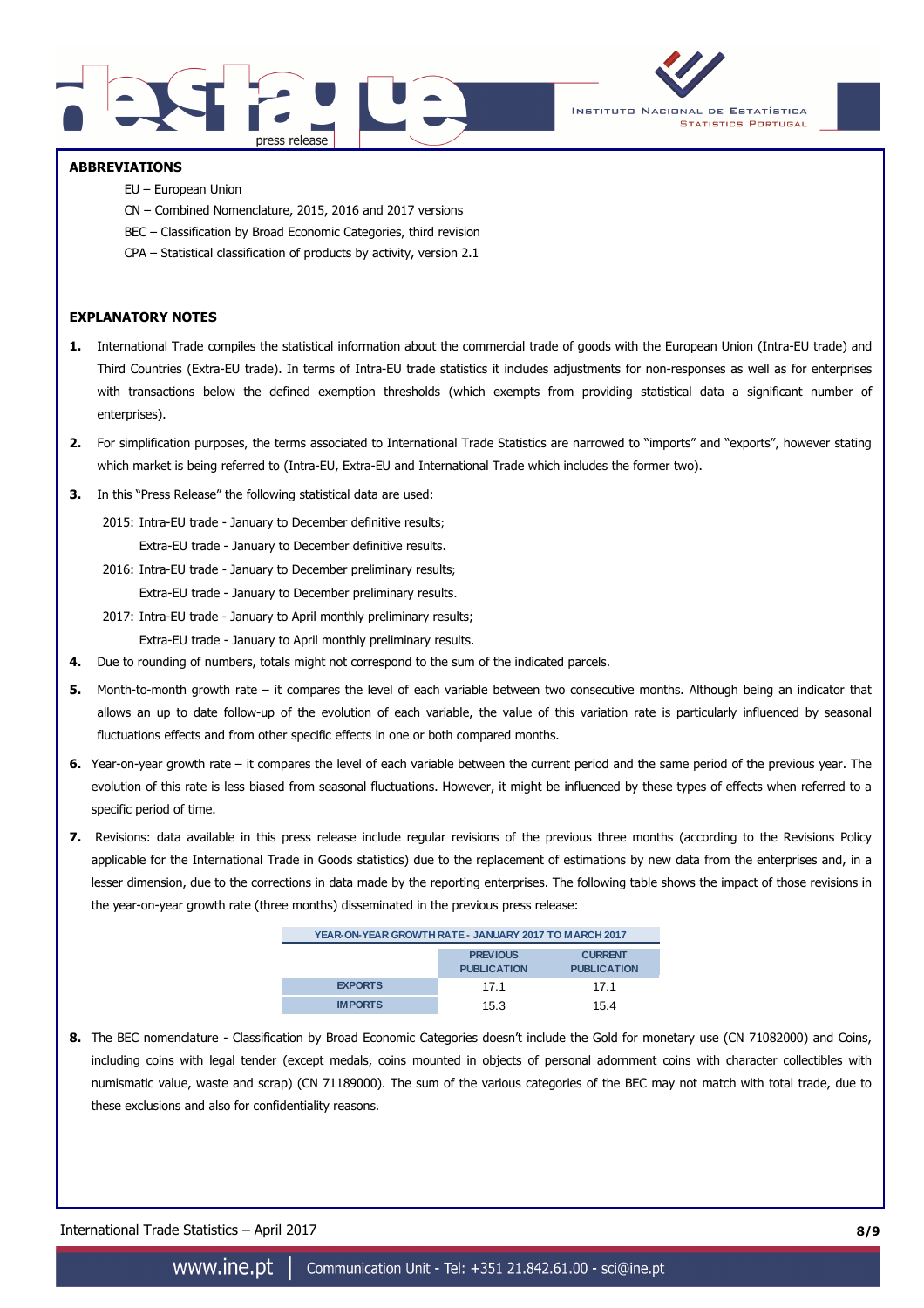## ABBREVIATIONS

EU – European Union

CN – Combined Nomenclature, 2015, 2016 and 2017 versions

BEC – Classification by Broad Economic Categories, third revision

CPA – Statistical classification of products by activity, version 2.1

## EXPLANATORY NOTES

1. International Trade compiles the statistical information about the commercial trade of goods with the European Union (Intra-EU trade) and Third Countries (Extra-EU trade). In terms of Intra-EU trade statistics it includes adjustments for non-responses as well as for enterprises with transactions below the defined exemption thresholds (which exempts from providing statistical data a significant number of enterprises).

2. For simplification purposes, the terms associated to International Trade Statistics are narrowed to "imports" and "exports", however stating which market is being referred to (Intra-EU, Extra-EU and International Trade which includes the former two).

3. In this "Press Release" the following statistical data are used:

   2015: Intra-EU trade - January to December definitive results;
   Extra-EU trade - January to December definitive results.

   2016: Intra-EU trade - January to December preliminary results;
   Extra-EU trade - January to December preliminary results.

   2017: Intra-EU trade - January to April monthly preliminary results;
   Extra-EU trade - January to April monthly preliminary results.

4. Due to rounding of numbers, totals might not correspond to the sum of the indicated parcels.

5. Month-to-month growth rate – it compares the level of each variable between two consecutive months. Although being an indicator that allows an up to date follow-up of the evolution of each variable, the value of this variation rate is particularly influenced by seasonal fluctuations effects and from other specific effects in one or both compared months.

6. Year-on-year growth rate – it compares the level of each variable between the current period and the same period of the previous year. The evolution of this rate is less biased from seasonal fluctuations. However, it might be influenced by these types of effects when referred to a specific period of time.

7. Revisions: data available in this press release include regular revisions of the previous three months (according to the Revisions Policy applicable for the International Trade in Goods statistics) due to the replacement of estimations by new data from the enterprises and, in a lesser dimension, due to the corrections in data made by the reporting enterprises. The following table shows the impact of those revisions in the year-on-year growth rate (three months) disseminated in the previous press release:

| YEAR-ON-YEAR GROWTH RATE - JANUARY 2017 TO MARCH 2017 | | |
|---|---|---|
| | PREVIOUS PUBLICATION | CURRENT PUBLICATION |
| EXPORTS | 17.1 | 17.1 |
| IMPORTS | 15.3 | 15.4 |

8. The BEC nomenclature - Classification by Broad Economic Categories doesn't include the Gold for monetary use (CN 71082000) and Coins, including coins with legal tender (except medals, coins mounted in objects of personal adornment coins with character collectibles with numismatic value, waste and scrap) (CN 71189000). The sum of the various categories of the BEC may not match with total trade, due to these exclusions and also for confidentiality reasons.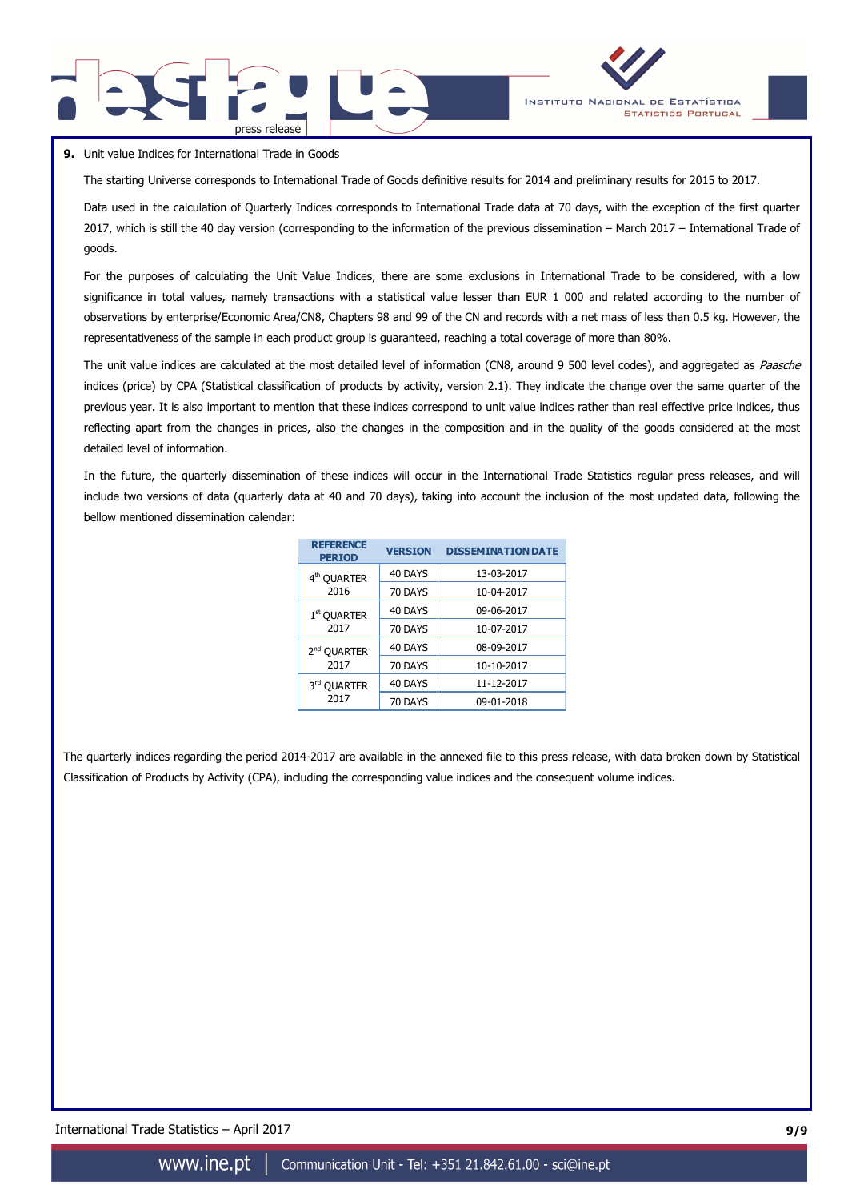**9.** Unit value Indices for International Trade in Goods

The starting Universe corresponds to International Trade of Goods definitive results for 2014 and preliminary results for 2015 to 2017.

Data used in the calculation of Quarterly Indices corresponds to International Trade data at 70 days, with the exception of the first quarter 2017, which is still the 40 day version (corresponding to the information of the previous dissemination – March 2017 – International Trade of goods.

For the purposes of calculating the Unit Value Indices, there are some exclusions in International Trade to be considered, with a low significance in total values, namely transactions with a statistical value lesser than EUR 1 000 and related according to the number of observations by enterprise/Economic Area/CN8, Chapters 98 and 99 of the CN and records with a net mass of less than 0.5 kg. However, the representativeness of the sample in each product group is guaranteed, reaching a total coverage of more than 80%.

The unit value indices are calculated at the most detailed level of information (CN8, around 9 500 level codes), and aggregated as *Paasche* indices (price) by CPA (Statistical classification of products by activity, version 2.1). They indicate the change over the same quarter of the previous year. It is also important to mention that these indices correspond to unit value indices rather than real effective price indices, thus reflecting apart from the changes in prices, also the changes in the composition and in the quality of the goods considered at the most detailed level of information.

In the future, the quarterly dissemination of these indices will occur in the International Trade Statistics regular press releases, and will include two versions of data (quarterly data at 40 and 70 days), taking into account the inclusion of the most updated data, following the bellow mentioned dissemination calendar:

| REFERENCE PERIOD | VERSION | DISSEMINATION DATE |
|---|---|---|
| 4th QUARTER 2016 | 40 DAYS | 13-03-2017 |
| | 70 DAYS | 10-04-2017 |
| 1st QUARTER 2017 | 40 DAYS | 09-06-2017 |
| | 70 DAYS | 10-07-2017 |
| 2nd QUARTER 2017 | 40 DAYS | 08-09-2017 |
| | 70 DAYS | 10-10-2017 |
| 3rd QUARTER 2017 | 40 DAYS | 11-12-2017 |
| | 70 DAYS | 09-01-2018 |

The quarterly indices regarding the period 2014-2017 are available in the annexed file to this press release, with data broken down by Statistical Classification of Products by Activity (CPA), including the corresponding value indices and the consequent volume indices.